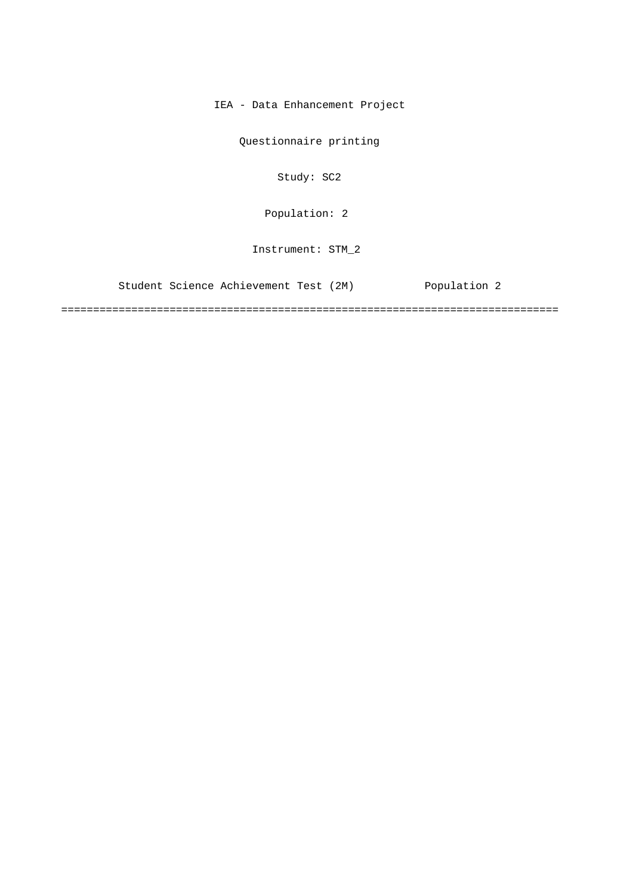IEA - Data Enhancement Project

Questionnaire printing

Study: SC2

Population: 2

Instrument: STM_2

Student Science Achievement Test (2M)          Population 2

==============================================================================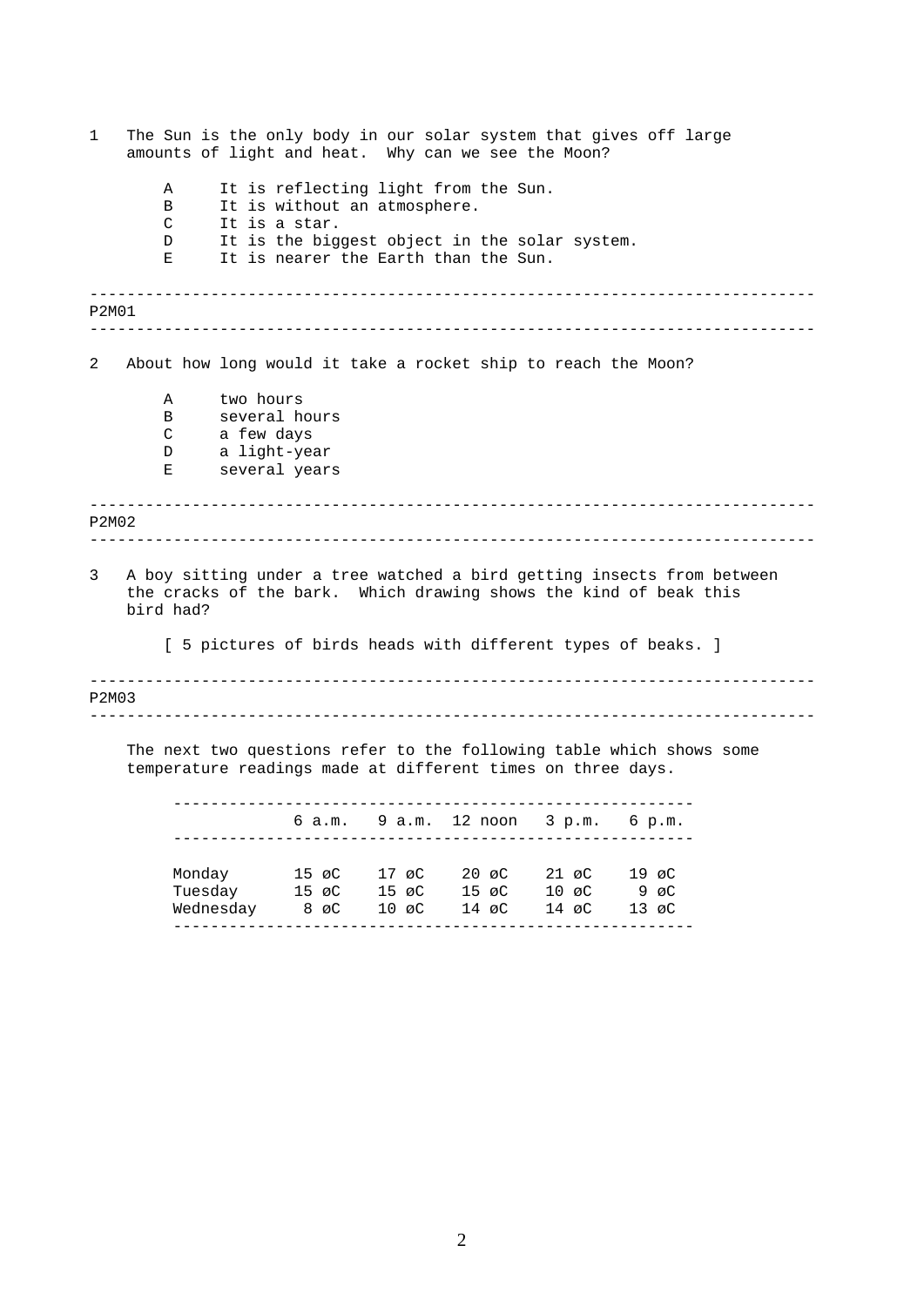1 The Sun is the only body in our solar system that gives off large amounts of light and heat. Why can we see the Moon?

- A It is reflecting light from the Sun.
- B It is without an atmosphere.
- C It is a star.
- D It is the biggest object in the solar system.
- E It is nearer the Earth than the Sun.

---

P2M01

---

2 About how long would it take a rocket ship to reach the Moon?

- A two hours
- B several hours
- C a few days
- D a light-year
- E several years

---

P2M02

---

3 A boy sitting under a tree watched a bird getting insects from between the cracks of the bark. Which drawing shows the kind of beak this bird had?

[ 5 pictures of birds heads with different types of beaks. ]

---

P2M03

---

The next two questions refer to the following table which shows some temperature readings made at different times on three days.

| | 6 a.m. | 9 a.m. | 12 noon | 3 p.m. | 6 p.m. |
|---|---|---|---|---|---|
| Monday | 15 øC | 17 øC | 20 øC | 21 øC | 19 øC |
| Tuesday | 15 øC | 15 øC | 15 øC | 10 øC | 9 øC |
| Wednesday | 8 øC | 10 øC | 14 øC | 14 øC | 13 øC |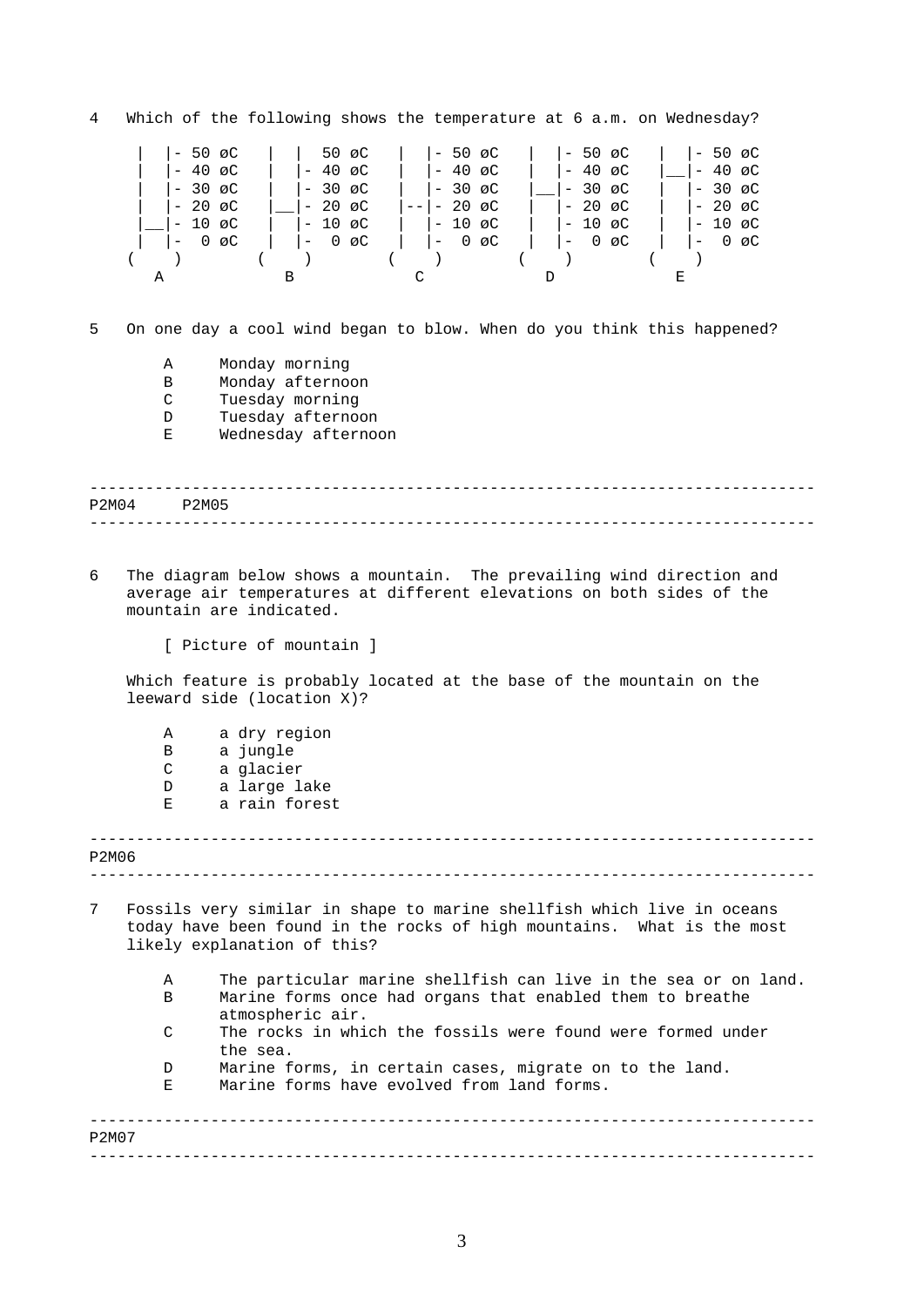4 Which of the following shows the temperature at 6 a.m. on Wednesday?

```
   |  |- 50 øC   |  |  50 øC   |  |- 50 øC   |  |- 50 øC   |  |- 50 øC
   |  |- 40 øC   |  |- 40 øC   |  |- 40 øC   |  |- 40 øC   |__|- 40 øC
   |  |- 30 øC   |  |- 30 øC   |  |- 30 øC   |__|- 30 øC   |  |- 30 øC
   |  |- 20 øC   |__|- 20 øC   |--|- 20 øC   |  |- 20 øC   |  |- 20 øC
   |__|- 10 øC   |  |- 10 øC   |  |- 10 øC   |  |- 10 øC   |  |- 10 øC
   |  |-  0 øC   |  |-  0 øC   |  |-  0 øC   |  |-  0 øC   |  |-  0 øC
  (    )        (    )        (    )        (    )        (    )
    A             B             C             D             E
```

5 On one day a cool wind began to blow. When do you think this happened?

A Monday morning
B Monday afternoon
C Tuesday morning
D Tuesday afternoon
E Wednesday afternoon

---

P2M04 P2M05

---

6 The diagram below shows a mountain. The prevailing wind direction and average air temperatures at different elevations on both sides of the mountain are indicated.

[ Picture of mountain ]

Which feature is probably located at the base of the mountain on the leeward side (location X)?

A a dry region
B a jungle
C a glacier
D a large lake
E a rain forest

---

P2M06

---

7 Fossils very similar in shape to marine shellfish which live in oceans today have been found in the rocks of high mountains. What is the most likely explanation of this?

A The particular marine shellfish can live in the sea or on land.
B Marine forms once had organs that enabled them to breathe atmospheric air.
C The rocks in which the fossils were found were formed under the sea.
D Marine forms, in certain cases, migrate on to the land.
E Marine forms have evolved from land forms.

---

P2M07

---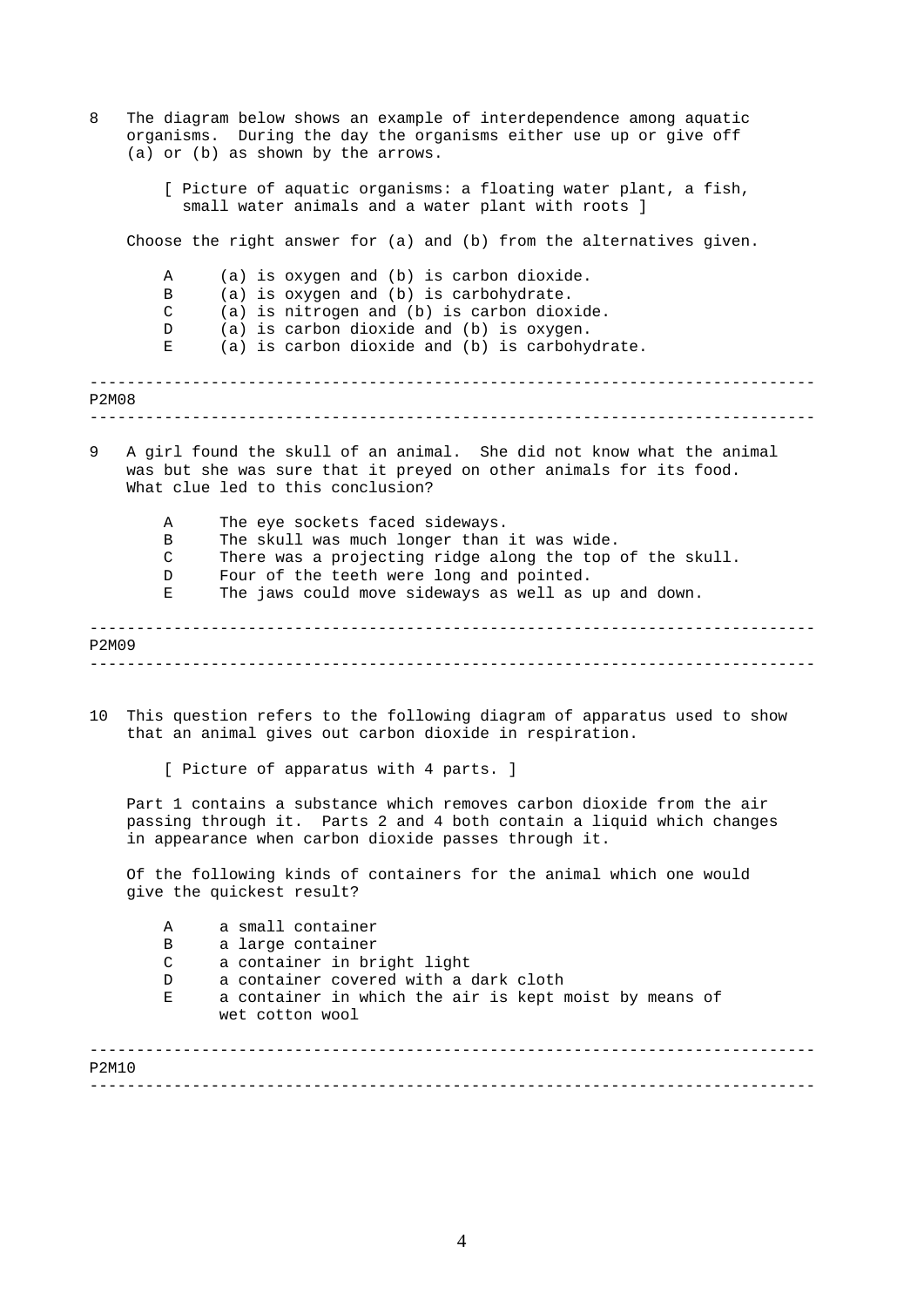8 The diagram below shows an example of interdependence among aquatic organisms. During the day the organisms either use up or give off (a) or (b) as shown by the arrows.

[ Picture of aquatic organisms: a floating water plant, a fish, small water animals and a water plant with roots ]

Choose the right answer for (a) and (b) from the alternatives given.

- A (a) is oxygen and (b) is carbon dioxide.
- B (a) is oxygen and (b) is carbohydrate.
- C (a) is nitrogen and (b) is carbon dioxide.
- D (a) is carbon dioxide and (b) is oxygen.
- E (a) is carbon dioxide and (b) is carbohydrate.

---

P2M08

---

9 A girl found the skull of an animal. She did not know what the animal was but she was sure that it preyed on other animals for its food. What clue led to this conclusion?

- A The eye sockets faced sideways.
- B The skull was much longer than it was wide.
- C There was a projecting ridge along the top of the skull.
- D Four of the teeth were long and pointed.
- E The jaws could move sideways as well as up and down.

---

P2M09

---

10 This question refers to the following diagram of apparatus used to show that an animal gives out carbon dioxide in respiration.

[ Picture of apparatus with 4 parts. ]

Part 1 contains a substance which removes carbon dioxide from the air passing through it. Parts 2 and 4 both contain a liquid which changes in appearance when carbon dioxide passes through it.

Of the following kinds of containers for the animal which one would give the quickest result?

- A a small container
- B a large container
- C a container in bright light
- D a container covered with a dark cloth
- E a container in which the air is kept moist by means of wet cotton wool

---

P2M10

---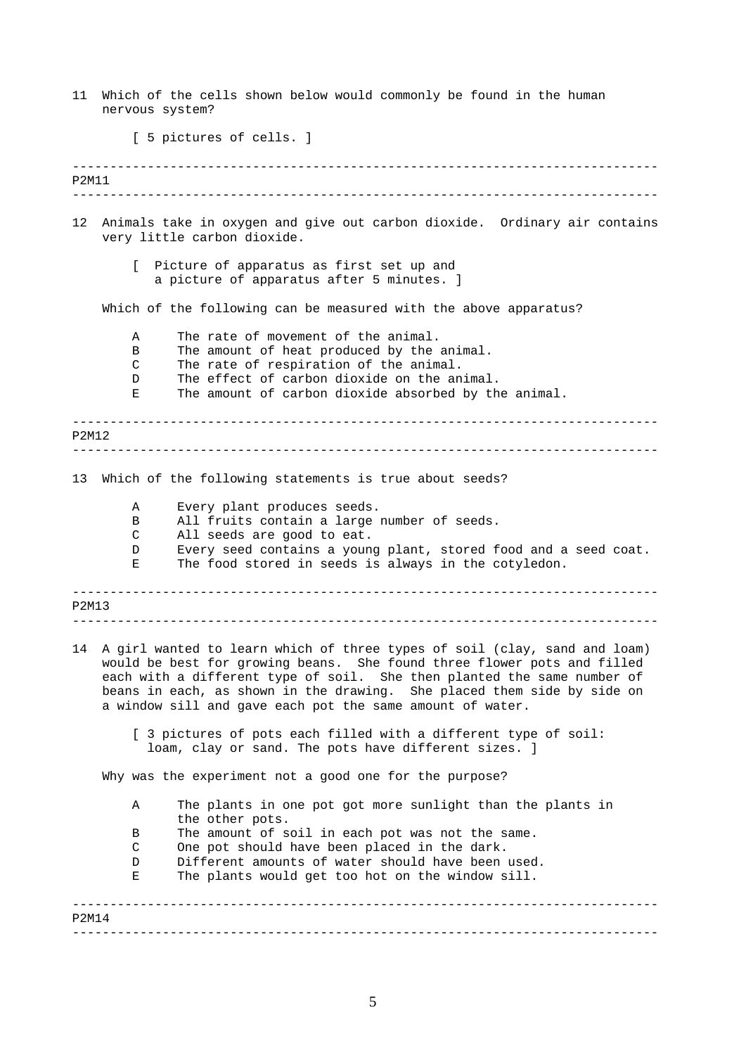11 Which of the cells shown below would commonly be found in the human nervous system?

[ 5 pictures of cells. ]

---

P2M11

---

12 Animals take in oxygen and give out carbon dioxide. Ordinary air contains very little carbon dioxide.

[ Picture of apparatus as first set up and a picture of apparatus after 5 minutes. ]

Which of the following can be measured with the above apparatus?

- A The rate of movement of the animal.
- B The amount of heat produced by the animal.
- C The rate of respiration of the animal.
- D The effect of carbon dioxide on the animal.
- E The amount of carbon dioxide absorbed by the animal.

---

P2M12

---

13 Which of the following statements is true about seeds?

- A Every plant produces seeds.
- B All fruits contain a large number of seeds.
- C All seeds are good to eat.
- D Every seed contains a young plant, stored food and a seed coat.
- E The food stored in seeds is always in the cotyledon.

---

P2M13

---

14 A girl wanted to learn which of three types of soil (clay, sand and loam) would be best for growing beans. She found three flower pots and filled each with a different type of soil. She then planted the same number of beans in each, as shown in the drawing. She placed them side by side on a window sill and gave each pot the same amount of water.

[ 3 pictures of pots each filled with a different type of soil: loam, clay or sand. The pots have different sizes. ]

Why was the experiment not a good one for the purpose?

- A The plants in one pot got more sunlight than the plants in the other pots.
- B The amount of soil in each pot was not the same.
- C One pot should have been placed in the dark.
- D Different amounts of water should have been used.
- E The plants would get too hot on the window sill.

---

P2M14

---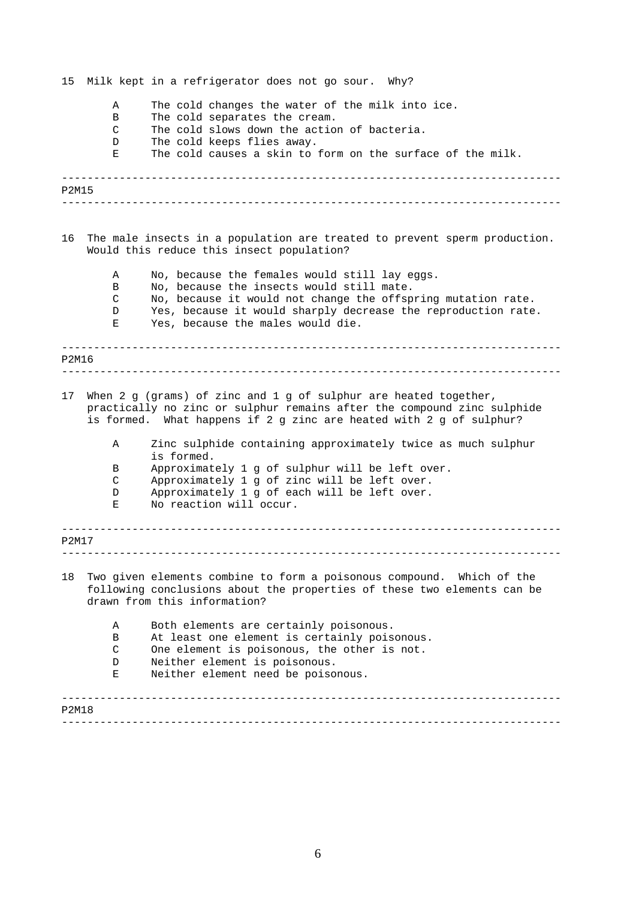15 Milk kept in a refrigerator does not go sour. Why?

- A The cold changes the water of the milk into ice.
- B The cold separates the cream.
- C The cold slows down the action of bacteria.
- D The cold keeps flies away.
- E The cold causes a skin to form on the surface of the milk.

---

P2M15

---

16 The male insects in a population are treated to prevent sperm production. Would this reduce this insect population?

- A No, because the females would still lay eggs.
- B No, because the insects would still mate.
- C No, because it would not change the offspring mutation rate.
- D Yes, because it would sharply decrease the reproduction rate.
- E Yes, because the males would die.

---

P2M16

---

17 When 2 g (grams) of zinc and 1 g of sulphur are heated together, practically no zinc or sulphur remains after the compound zinc sulphide is formed. What happens if 2 g zinc are heated with 2 g of sulphur?

- A Zinc sulphide containing approximately twice as much sulphur is formed.
- B Approximately 1 g of sulphur will be left over.
- C Approximately 1 g of zinc will be left over.
- D Approximately 1 g of each will be left over.
- E No reaction will occur.

---

P2M17

---

18 Two given elements combine to form a poisonous compound. Which of the following conclusions about the properties of these two elements can be drawn from this information?

- A Both elements are certainly poisonous.
- B At least one element is certainly poisonous.
- C One element is poisonous, the other is not.
- D Neither element is poisonous.
- E Neither element need be poisonous.

---

P2M18

---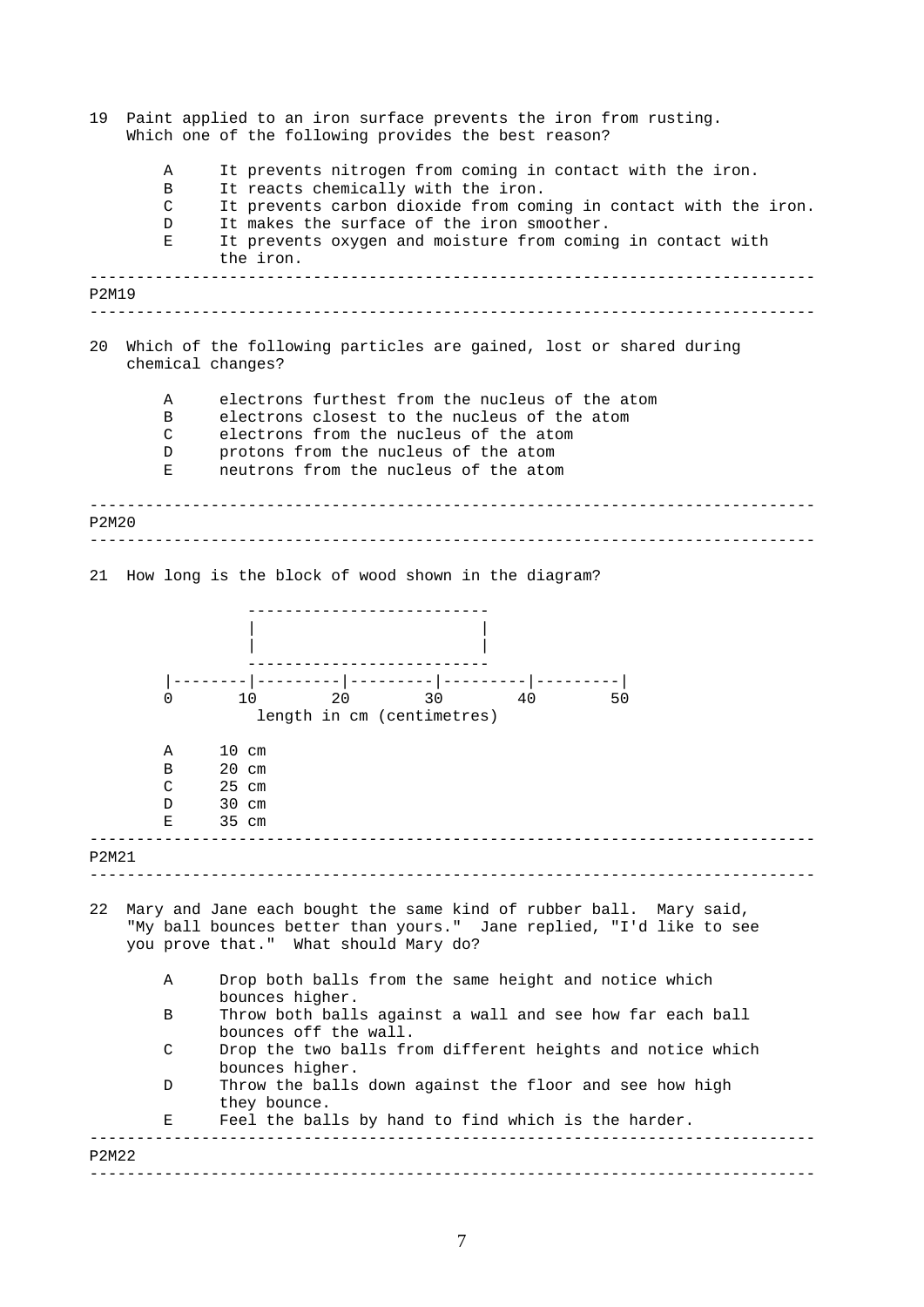19 Paint applied to an iron surface prevents the iron from rusting. Which one of the following provides the best reason?

- A It prevents nitrogen from coming in contact with the iron.
- B It reacts chemically with the iron.
- C It prevents carbon dioxide from coming in contact with the iron.
- D It makes the surface of the iron smoother.
- E It prevents oxygen and moisture from coming in contact with the iron.

---

P2M19

---

20 Which of the following particles are gained, lost or shared during chemical changes?

- A electrons furthest from the nucleus of the atom
- B electrons closest to the nucleus of the atom
- C electrons from the nucleus of the atom
- D protons from the nucleus of the atom
- E neutrons from the nucleus of the atom

---

P2M20

---

21 How long is the block of wood shown in the diagram?

```
                 -------------------------
                |                         |
                |                         |
                 -------------------------
        |--------|---------|---------|---------|---------|
        0       10        20        30        40        50
                  length in cm (centimetres)
```

- A 10 cm
- B 20 cm
- C 25 cm
- D 30 cm
- E 35 cm

---

P2M21

---

22 Mary and Jane each bought the same kind of rubber ball. Mary said, "My ball bounces better than yours." Jane replied, "I'd like to see you prove that." What should Mary do?

- A Drop both balls from the same height and notice which bounces higher.
- B Throw both balls against a wall and see how far each ball bounces off the wall.
- C Drop the two balls from different heights and notice which bounces higher.
- D Throw the balls down against the floor and see how high they bounce.
- E Feel the balls by hand to find which is the harder.

---

P2M22

---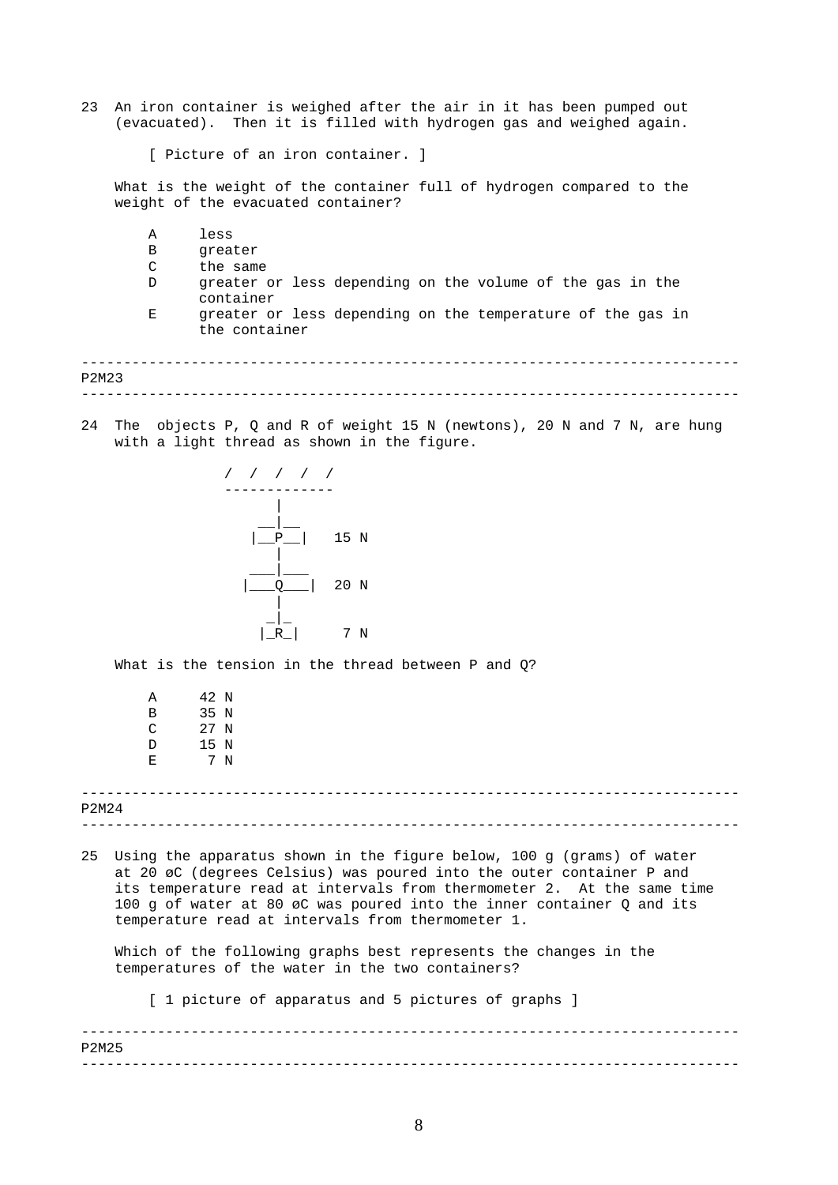23 An iron container is weighed after the air in it has been pumped out (evacuated). Then it is filled with hydrogen gas and weighed again.

[ Picture of an iron container. ]

What is the weight of the container full of hydrogen compared to the weight of the evacuated container?

- A less
- B greater
- C the same
- D greater or less depending on the volume of the gas in the container
- E greater or less depending on the temperature of the gas in the container

---

P2M23

---

24 The objects P, Q and R of weight 15 N (newtons), 20 N and 7 N, are hung with a light thread as shown in the figure.

```
   / / / / /
  -----------
       |
     __|__
    |__P__|   15 N
       |
    ___|___
   |___Q___|  20 N
       |
      _|_
     |_R_|     7 N
```

What is the tension in the thread between P and Q?

- A 42 N
- B 35 N
- C 27 N
- D 15 N
- E 7 N

---

P2M24

---

25 Using the apparatus shown in the figure below, 100 g (grams) of water at 20 øC (degrees Celsius) was poured into the outer container P and its temperature read at intervals from thermometer 2. At the same time 100 g of water at 80 øC was poured into the inner container Q and its temperature read at intervals from thermometer 1.

Which of the following graphs best represents the changes in the temperatures of the water in the two containers?

[ 1 picture of apparatus and 5 pictures of graphs ]

---

P2M25

---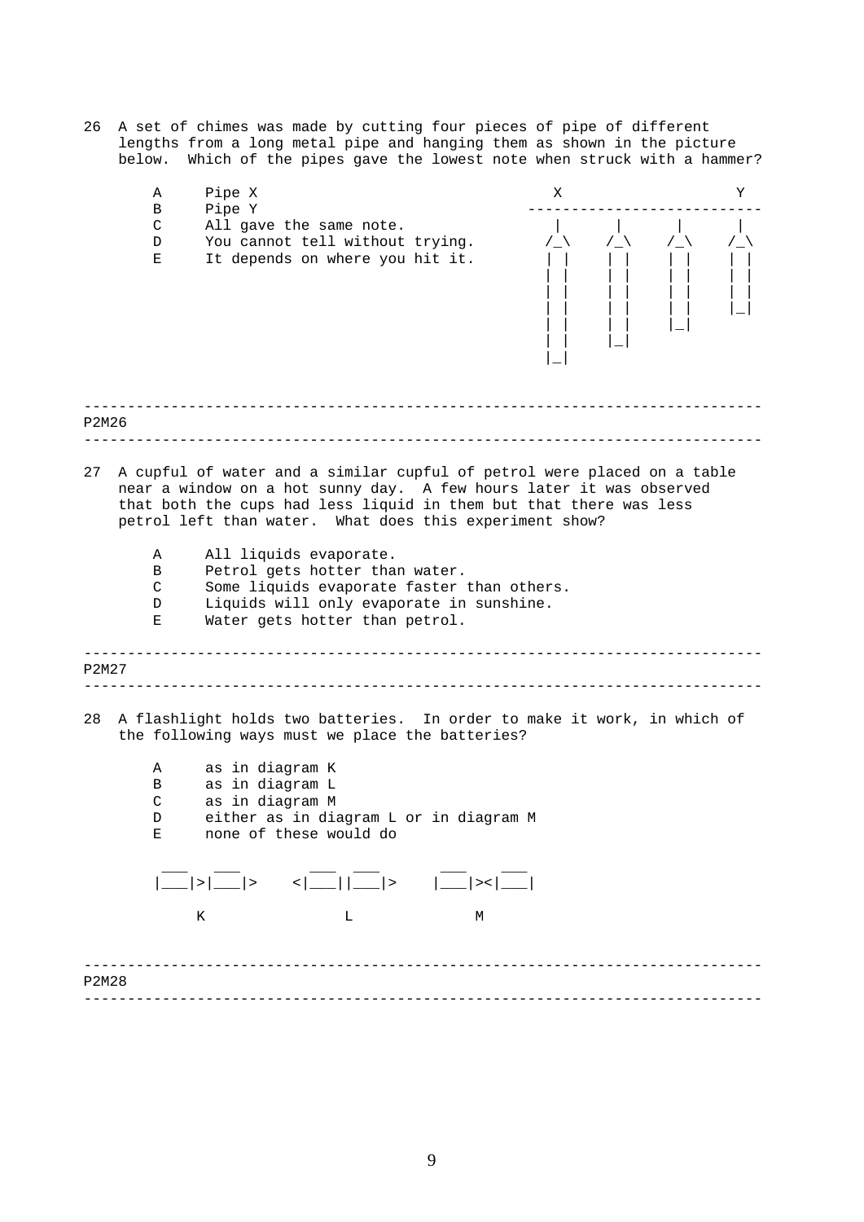26 A set of chimes was made by cutting four pieces of pipe of different lengths from a long metal pipe and hanging them as shown in the picture below. Which of the pipes gave the lowest note when struck with a hammer?

- A Pipe X
- B Pipe Y
- C All gave the same note.
- D You cannot tell without trying.
- E It depends on where you hit it.

```
 X                          Y
----------------------------
 |      |      |       |
/_\    /_\    /_\     /_\
| |    | |    | |     | |
| |    | |    | |     | |
| |    | |    | |     | |
| |    | |    | |     |_|
| |    | |    |_|
| |    |_|
|_|
```

---

P2M26

---

27 A cupful of water and a similar cupful of petrol were placed on a table near a window on a hot sunny day. A few hours later it was observed that both the cups had less liquid in them but that there was less petrol left than water. What does this experiment show?

- A All liquids evaporate.
- B Petrol gets hotter than water.
- C Some liquids evaporate faster than others.
- D Liquids will only evaporate in sunshine.
- E Water gets hotter than petrol.

---

P2M27

---

28 A flashlight holds two batteries. In order to make it work, in which of the following ways must we place the batteries?

- A as in diagram K
- B as in diagram L
- C as in diagram M
- D either as in diagram L or in diagram M
- E none of these would do

```
 ___  ___        ___  ___       ___   ___
|___|>|___|>   <|___||___|>   |___|><|___|

     K               L              M
```

---

P2M28

---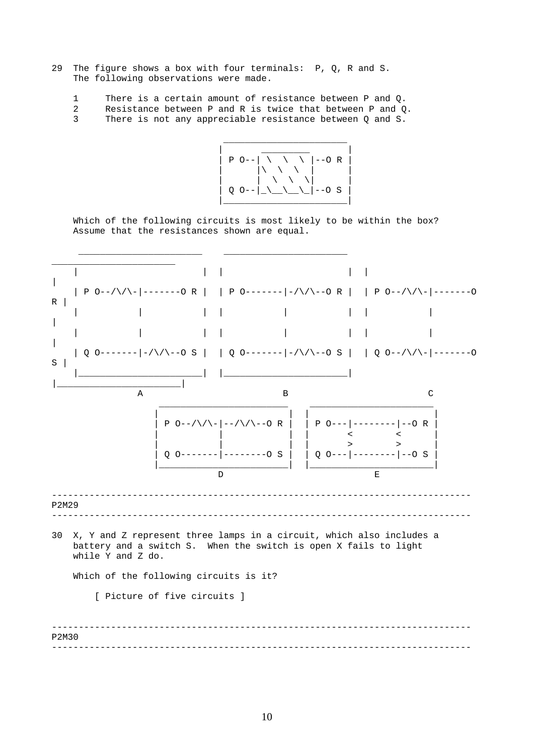29 The figure shows a box with four terminals: P, Q, R and S. The following observations were made.

1 There is a certain amount of resistance between P and Q.
2 Resistance between P and R is twice that between P and Q.
3 There is not any appreciable resistance between Q and S.

```
 _______________________
|        _________      |
| P O--| \  \  \ |--O R |
|      |\  \  \  |      |
|      |  \  \  \|      |
| Q O--|_\__\__\_|--O S |
|_______________________|
```

Which of the following circuits is most likely to be within the box? Assume that the resistances shown are equal.

```
 _______________________     _______________________     _______________________
|                       |   |                       |   |                       |
| P O--/\/\-|-------O R |   | P O-------|-/\/\--O R |   | P O--/\/\-|-------O R |
|           |           |   |           |           |   |           |           |
|           |           |   |           |           |   |           |           |
| Q O-------|-/\/\--O S |   | Q O-------|-/\/\--O S |   | Q O--/\/\-|-------O S |
|_______________________|   |_______________________|   |_______________________|
            A                           B                           C

 _________________________     _______________________
|                         |   |                       |
| P O--/\/\-|--/\/\--O R  |   | P O---|--------|--O R |
|           |             |   |       <        <      |
|           |             |   |       >        >      |
| Q O-------|--------O S  |   | Q O---|--------|--O S |
|_________________________|   |_______________________|
            D                           E
```

P2M29

30 X, Y and Z represent three lamps in a circuit, which also includes a battery and a switch S. When the switch is open X fails to light while Y and Z do.

Which of the following circuits is it?

[ Picture of five circuits ]

P2M30